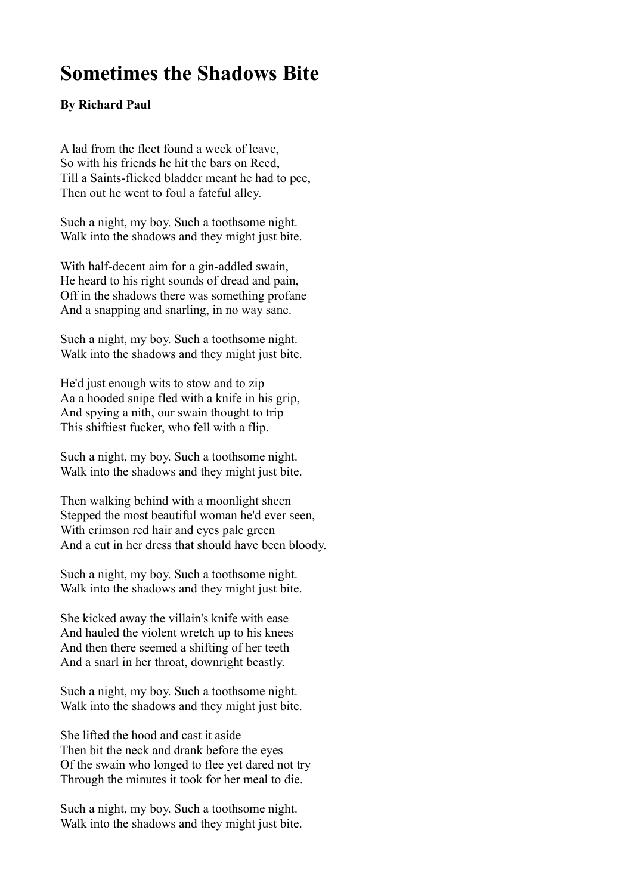# Sometimes the Shadows Bite

**By Richard Paul**

A lad from the fleet found a week of leave,
So with his friends he hit the bars on Reed,
Till a Saints-flicked bladder meant he had to pee,
Then out he went to foul a fateful alley.

Such a night, my boy. Such a toothsome night.
Walk into the shadows and they might just bite.

With half-decent aim for a gin-addled swain,
He heard to his right sounds of dread and pain,
Off in the shadows there was something profane
And a snapping and snarling, in no way sane.

Such a night, my boy. Such a toothsome night.
Walk into the shadows and they might just bite.

He'd just enough wits to stow and to zip
Aa a hooded snipe fled with a knife in his grip,
And spying a nith, our swain thought to trip
This shiftiest fucker, who fell with a flip.

Such a night, my boy. Such a toothsome night.
Walk into the shadows and they might just bite.

Then walking behind with a moonlight sheen
Stepped the most beautiful woman he'd ever seen,
With crimson red hair and eyes pale green
And a cut in her dress that should have been bloody.

Such a night, my boy. Such a toothsome night.
Walk into the shadows and they might just bite.

She kicked away the villain's knife with ease
And hauled the violent wretch up to his knees
And then there seemed a shifting of her teeth
And a snarl in her throat, downright beastly.

Such a night, my boy. Such a toothsome night.
Walk into the shadows and they might just bite.

She lifted the hood and cast it aside
Then bit the neck and drank before the eyes
Of the swain who longed to flee yet dared not try
Through the minutes it took for her meal to die.

Such a night, my boy. Such a toothsome night.
Walk into the shadows and they might just bite.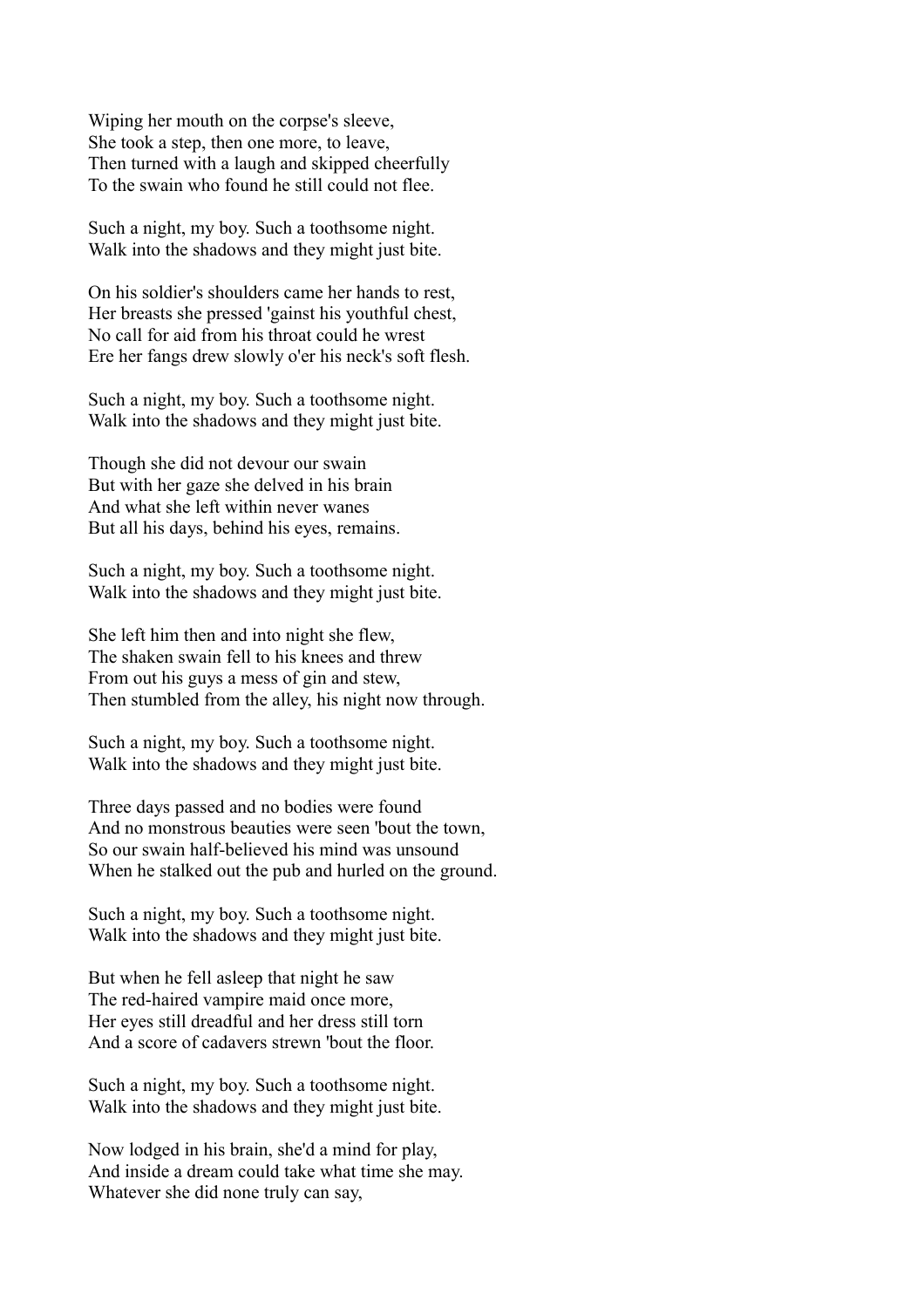Wiping her mouth on the corpse's sleeve,
She took a step, then one more, to leave,
Then turned with a laugh and skipped cheerfully
To the swain who found he still could not flee.

Such a night, my boy. Such a toothsome night.
Walk into the shadows and they might just bite.

On his soldier's shoulders came her hands to rest,
Her breasts she pressed 'gainst his youthful chest,
No call for aid from his throat could he wrest
Ere her fangs drew slowly o'er his neck's soft flesh.

Such a night, my boy. Such a toothsome night.
Walk into the shadows and they might just bite.

Though she did not devour our swain
But with her gaze she delved in his brain
And what she left within never wanes
But all his days, behind his eyes, remains.

Such a night, my boy. Such a toothsome night.
Walk into the shadows and they might just bite.

She left him then and into night she flew,
The shaken swain fell to his knees and threw
From out his guys a mess of gin and stew,
Then stumbled from the alley, his night now through.

Such a night, my boy. Such a toothsome night.
Walk into the shadows and they might just bite.

Three days passed and no bodies were found
And no monstrous beauties were seen 'bout the town,
So our swain half-believed his mind was unsound
When he stalked out the pub and hurled on the ground.

Such a night, my boy. Such a toothsome night.
Walk into the shadows and they might just bite.

But when he fell asleep that night he saw
The red-haired vampire maid once more,
Her eyes still dreadful and her dress still torn
And a score of cadavers strewn 'bout the floor.

Such a night, my boy. Such a toothsome night.
Walk into the shadows and they might just bite.

Now lodged in his brain, she'd a mind for play,
And inside a dream could take what time she may.
Whatever she did none truly can say,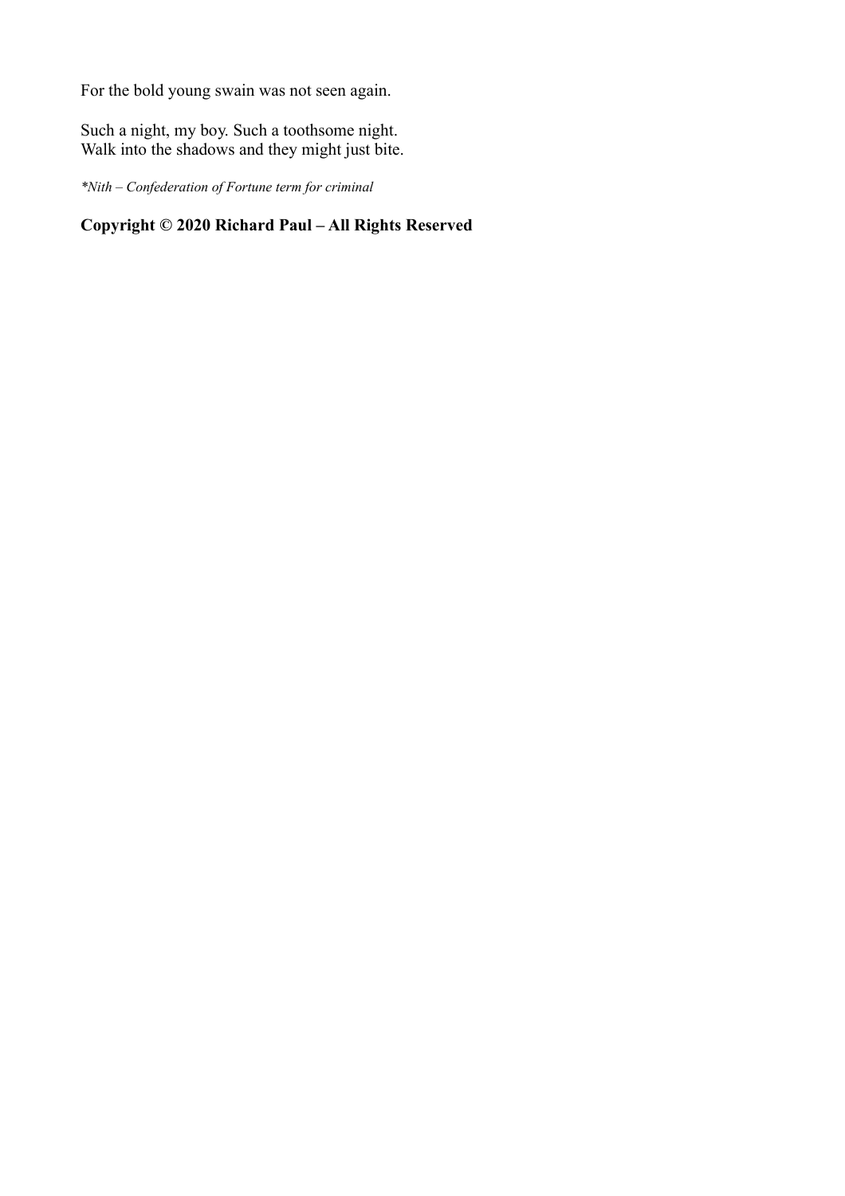For the bold young swain was not seen again.

Such a night, my boy. Such a toothsome night.
Walk into the shadows and they might just bite.

*\*Nith – Confederation of Fortune term for criminal*

**Copyright © 2020 Richard Paul – All Rights Reserved**